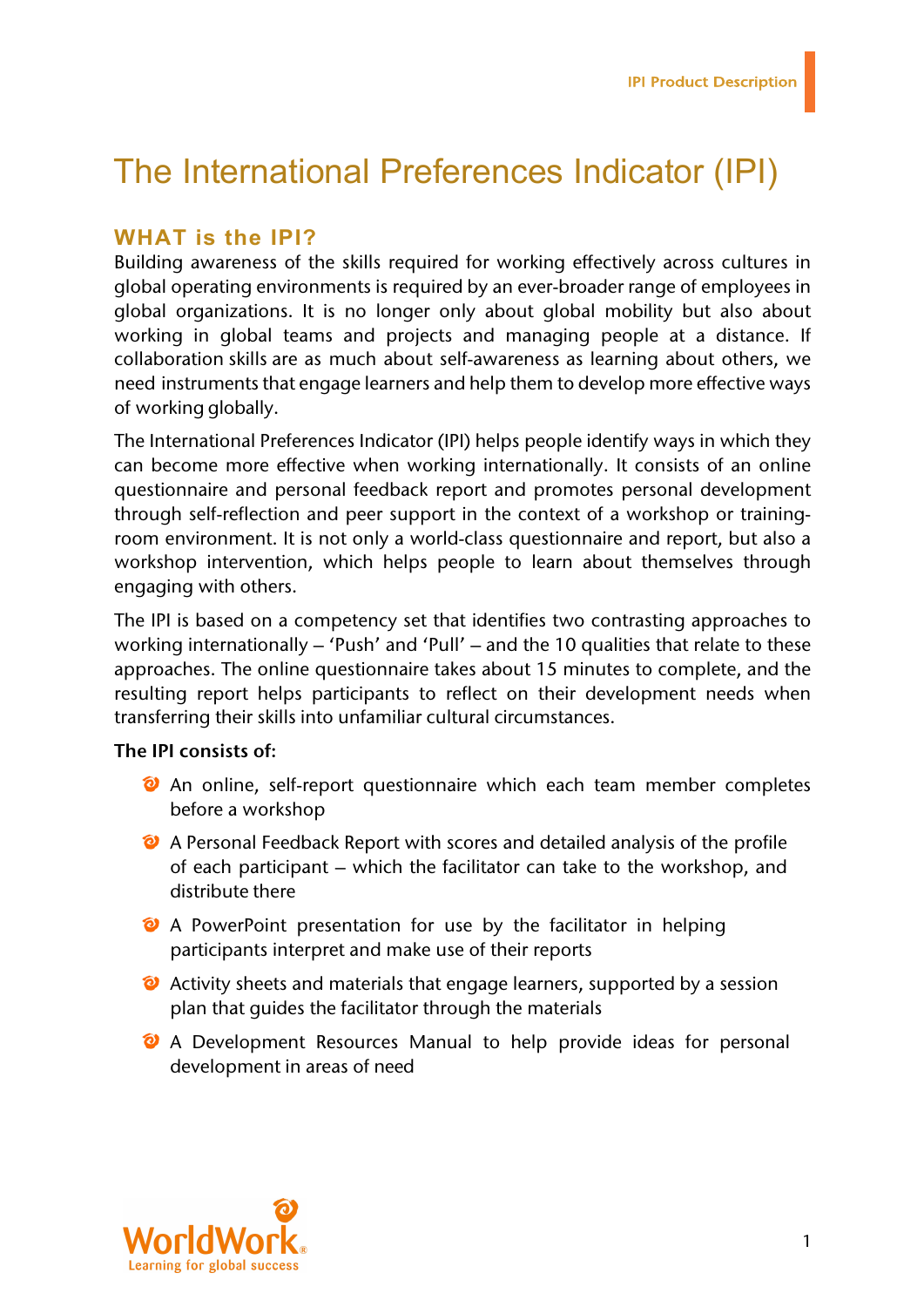# The International Preferences Indicator (IPI)

## WHAT is the IPI?

Building awareness of the skills required for working effectively across cultures in global operating environments is required by an ever-broader range of employees in global organizations. It is no longer only about global mobility but also about working in global teams and projects and managing people at a distance. If collaboration skills are as much about self-awareness as learning about others, we need instruments that engage learners and help them to develop more effective ways of working globally.

The International Preferences Indicator (IPI) helps people identify ways in which they can become more effective when working internationally. It consists of an online questionnaire and personal feedback report and promotes personal development through self-reflection and peer support in the context of a workshop or training-room environment. It is not only a world-class questionnaire and report, but also a workshop intervention, which helps people to learn about themselves through engaging with others.

The IPI is based on a competency set that identifies two contrasting approaches to working internationally – 'Push' and 'Pull' – and the 10 qualities that relate to these approaches. The online questionnaire takes about 15 minutes to complete, and the resulting report helps participants to reflect on their development needs when transferring their skills into unfamiliar cultural circumstances.

**The IPI consists of:**

- An online, self-report questionnaire which each team member completes before a workshop
- A Personal Feedback Report with scores and detailed analysis of the profile of each participant – which the facilitator can take to the workshop, and distribute there
- A PowerPoint presentation for use by the facilitator in helping participants interpret and make use of their reports
- Activity sheets and materials that engage learners, supported by a session plan that guides the facilitator through the materials
- A Development Resources Manual to help provide ideas for personal development in areas of need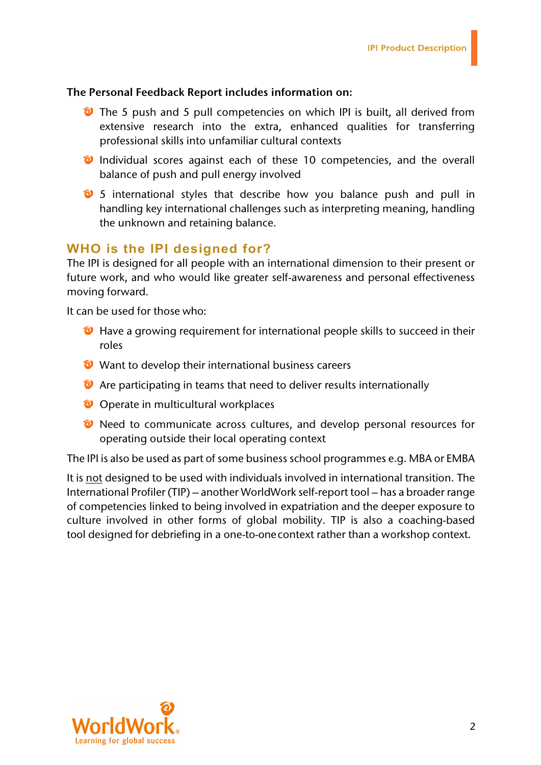**The Personal Feedback Report includes information on:**

- The 5 push and 5 pull competencies on which IPI is built, all derived from extensive research into the extra, enhanced qualities for transferring professional skills into unfamiliar cultural contexts
- Individual scores against each of these 10 competencies, and the overall balance of push and pull energy involved
- 5 international styles that describe how you balance push and pull in handling key international challenges such as interpreting meaning, handling the unknown and retaining balance.

## WHO is the IPI designed for?

The IPI is designed for all people with an international dimension to their present or future work, and who would like greater self-awareness and personal effectiveness moving forward.

It can be used for those who:

- Have a growing requirement for international people skills to succeed in their roles
- Want to develop their international business careers
- Are participating in teams that need to deliver results internationally
- Operate in multicultural workplaces
- Need to communicate across cultures, and develop personal resources for operating outside their local operating context

The IPI is also be used as part of some business school programmes e.g. MBA or EMBA

It is <u>not</u> designed to be used with individuals involved in international transition. The International Profiler (TIP) – another WorldWork self-report tool – has a broader range of competencies linked to being involved in expatriation and the deeper exposure to culture involved in other forms of global mobility. TIP is also a coaching-based tool designed for debriefing in a one-to-one context rather than a workshop context.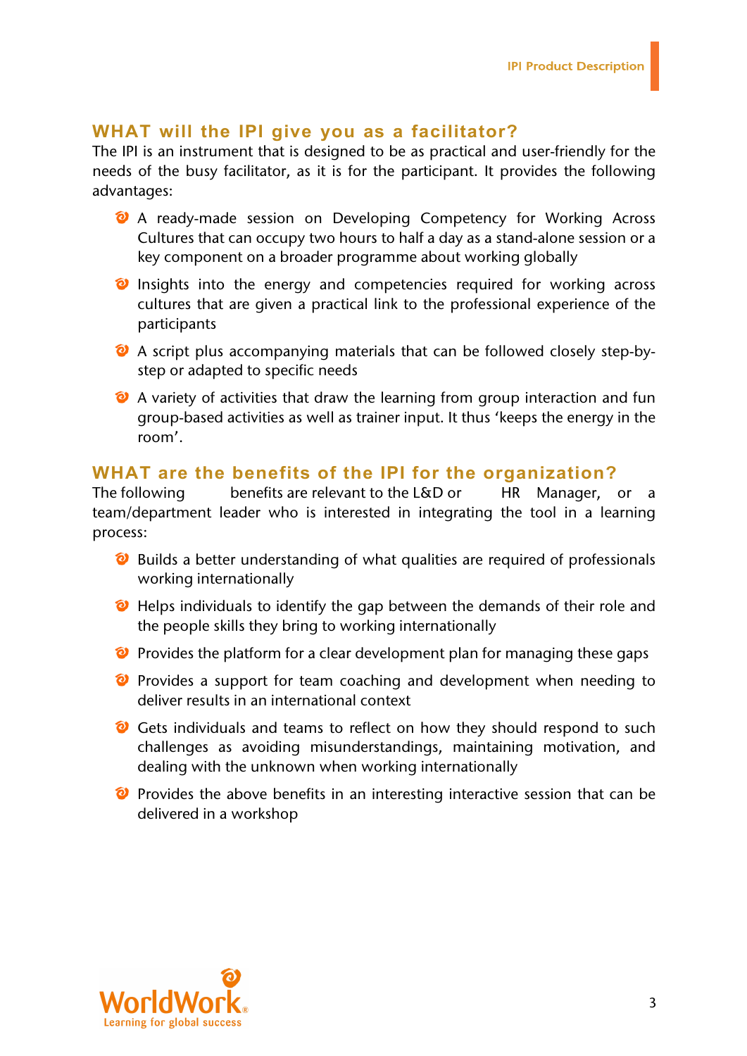## WHAT will the IPI give you as a facilitator?

The IPI is an instrument that is designed to be as practical and user-friendly for the needs of the busy facilitator, as it is for the participant. It provides the following advantages:

- A ready-made session on Developing Competency for Working Across Cultures that can occupy two hours to half a day as a stand-alone session or a key component on a broader programme about working globally
- Insights into the energy and competencies required for working across cultures that are given a practical link to the professional experience of the participants
- A script plus accompanying materials that can be followed closely step-by-step or adapted to specific needs
- A variety of activities that draw the learning from group interaction and fun group-based activities as well as trainer input. It thus 'keeps the energy in the room'.

## WHAT are the benefits of the IPI for the organization?

The following benefits are relevant to the L&D or HR Manager, or a team/department leader who is interested in integrating the tool in a learning process:

- Builds a better understanding of what qualities are required of professionals working internationally
- Helps individuals to identify the gap between the demands of their role and the people skills they bring to working internationally
- Provides the platform for a clear development plan for managing these gaps
- Provides a support for team coaching and development when needing to deliver results in an international context
- Gets individuals and teams to reflect on how they should respond to such challenges as avoiding misunderstandings, maintaining motivation, and dealing with the unknown when working internationally
- Provides the above benefits in an interesting interactive session that can be delivered in a workshop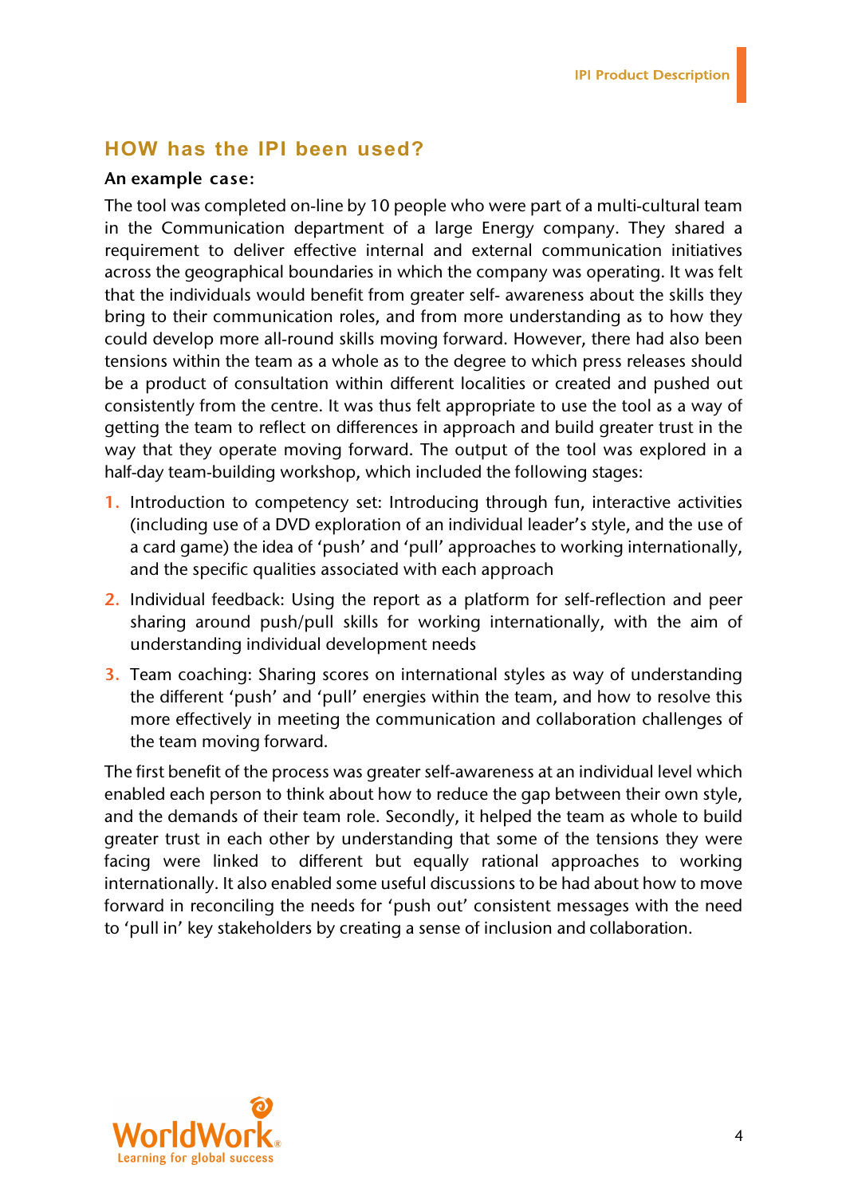## HOW has the IPI been used?

**An example case:**

The tool was completed on-line by 10 people who were part of a multi-cultural team in the Communication department of a large Energy company. They shared a requirement to deliver effective internal and external communication initiatives across the geographical boundaries in which the company was operating. It was felt that the individuals would benefit from greater self- awareness about the skills they bring to their communication roles, and from more understanding as to how they could develop more all-round skills moving forward. However, there had also been tensions within the team as a whole as to the degree to which press releases should be a product of consultation within different localities or created and pushed out consistently from the centre. It was thus felt appropriate to use the tool as a way of getting the team to reflect on differences in approach and build greater trust in the way that they operate moving forward. The output of the tool was explored in a half-day team-building workshop, which included the following stages:

1. Introduction to competency set: Introducing through fun, interactive activities (including use of a DVD exploration of an individual leader's style, and the use of a card game) the idea of 'push' and 'pull' approaches to working internationally, and the specific qualities associated with each approach
2. Individual feedback: Using the report as a platform for self-reflection and peer sharing around push/pull skills for working internationally, with the aim of understanding individual development needs
3. Team coaching: Sharing scores on international styles as way of understanding the different 'push' and 'pull' energies within the team, and how to resolve this more effectively in meeting the communication and collaboration challenges of the team moving forward.

The first benefit of the process was greater self-awareness at an individual level which enabled each person to think about how to reduce the gap between their own style, and the demands of their team role. Secondly, it helped the team as whole to build greater trust in each other by understanding that some of the tensions they were facing were linked to different but equally rational approaches to working internationally. It also enabled some useful discussions to be had about how to move forward in reconciling the needs for 'push out' consistent messages with the need to 'pull in' key stakeholders by creating a sense of inclusion and collaboration.